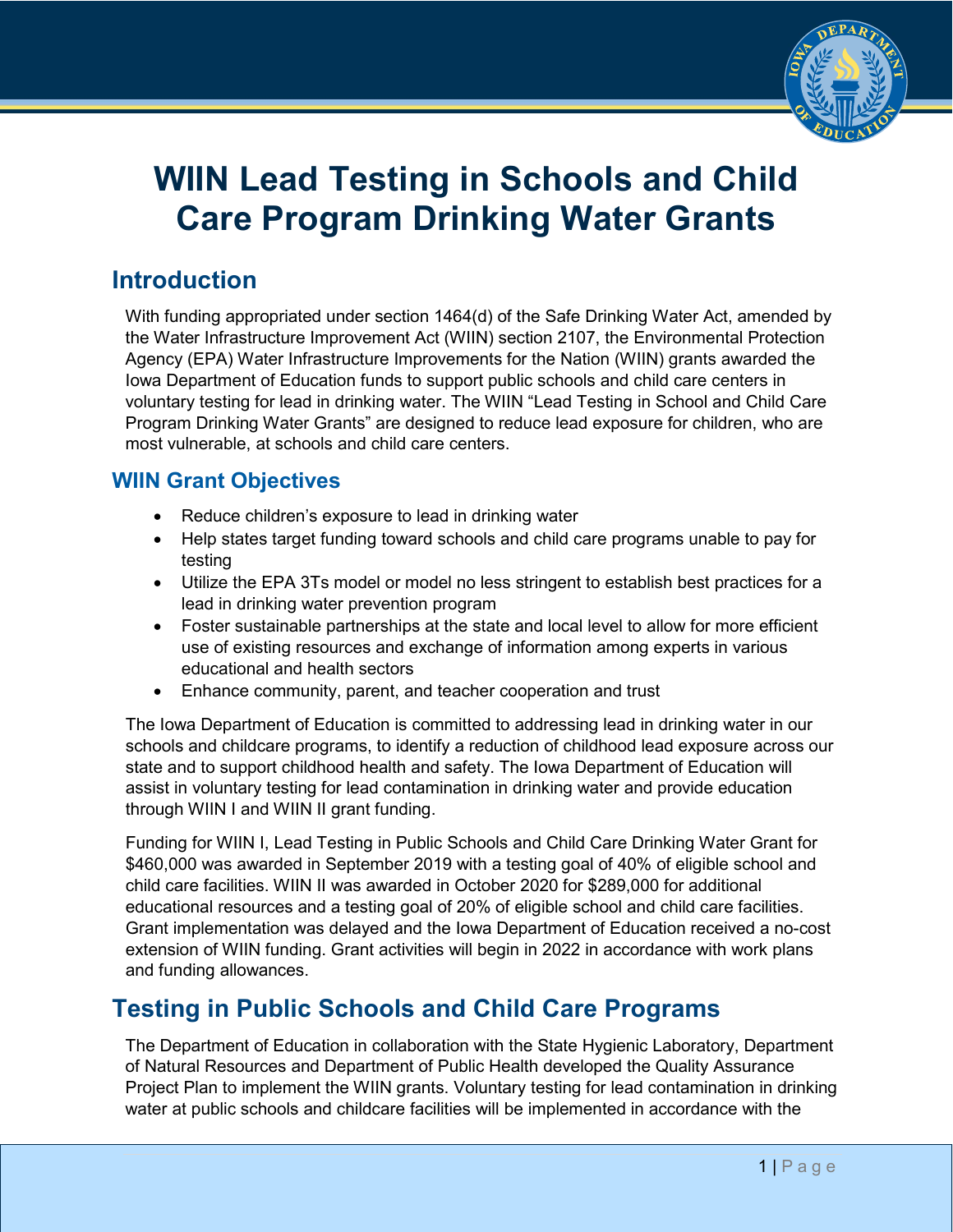# WIIN Lead Testing in Schools and Child Care Program Drinking Water Grants

## Introduction

With funding appropriated under section 1464(d) of the Safe Drinking Water Act, amended by the Water Infrastructure Improvement Act (WIIN) section 2107, the Environmental Protection Agency (EPA) Water Infrastructure Improvements for the Nation (WIIN) grants awarded the Iowa Department of Education funds to support public schools and child care centers in voluntary testing for lead in drinking water. The WIIN "Lead Testing in School and Child Care Program Drinking Water Grants" are designed to reduce lead exposure for children, who are most vulnerable, at schools and child care centers.

### WIIN Grant Objectives

- Reduce children's exposure to lead in drinking water
- Help states target funding toward schools and child care programs unable to pay for testing
- Utilize the EPA 3Ts model or model no less stringent to establish best practices for a lead in drinking water prevention program
- Foster sustainable partnerships at the state and local level to allow for more efficient use of existing resources and exchange of information among experts in various educational and health sectors
- Enhance community, parent, and teacher cooperation and trust

The Iowa Department of Education is committed to addressing lead in drinking water in our schools and childcare programs, to identify a reduction of childhood lead exposure across our state and to support childhood health and safety. The Iowa Department of Education will assist in voluntary testing for lead contamination in drinking water and provide education through WIIN I and WIIN II grant funding.

Funding for WIIN I, Lead Testing in Public Schools and Child Care Drinking Water Grant for $460,000 was awarded in September 2019 with a testing goal of 40% of eligible school and child care facilities. WIIN II was awarded in October 2020 for $289,000 for additional educational resources and a testing goal of 20% of eligible school and child care facilities. Grant implementation was delayed and the Iowa Department of Education received a no-cost extension of WIIN funding. Grant activities will begin in 2022 in accordance with work plans and funding allowances.

## Testing in Public Schools and Child Care Programs

The Department of Education in collaboration with the State Hygienic Laboratory, Department of Natural Resources and Department of Public Health developed the Quality Assurance Project Plan to implement the WIIN grants. Voluntary testing for lead contamination in drinking water at public schools and childcare facilities will be implemented in accordance with the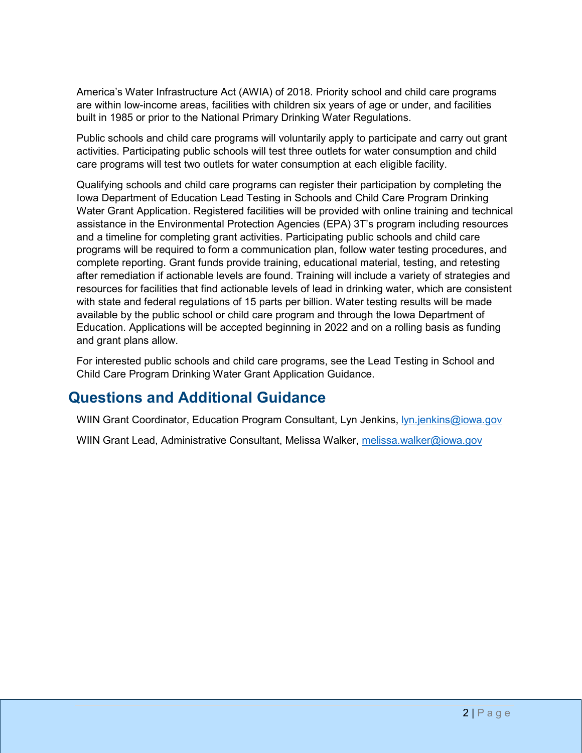America's Water Infrastructure Act (AWIA) of 2018. Priority school and child care programs are within low-income areas, facilities with children six years of age or under, and facilities built in 1985 or prior to the National Primary Drinking Water Regulations.

Public schools and child care programs will voluntarily apply to participate and carry out grant activities. Participating public schools will test three outlets for water consumption and child care programs will test two outlets for water consumption at each eligible facility.

Qualifying schools and child care programs can register their participation by completing the Iowa Department of Education Lead Testing in Schools and Child Care Program Drinking Water Grant Application. Registered facilities will be provided with online training and technical assistance in the Environmental Protection Agencies (EPA) 3T's program including resources and a timeline for completing grant activities. Participating public schools and child care programs will be required to form a communication plan, follow water testing procedures, and complete reporting. Grant funds provide training, educational material, testing, and retesting after remediation if actionable levels are found. Training will include a variety of strategies and resources for facilities that find actionable levels of lead in drinking water, which are consistent with state and federal regulations of 15 parts per billion. Water testing results will be made available by the public school or child care program and through the Iowa Department of Education. Applications will be accepted beginning in 2022 and on a rolling basis as funding and grant plans allow.

For interested public schools and child care programs, see the Lead Testing in School and Child Care Program Drinking Water Grant Application Guidance.

## Questions and Additional Guidance

WIIN Grant Coordinator, Education Program Consultant, Lyn Jenkins, lyn.jenkins@iowa.gov

WIIN Grant Lead, Administrative Consultant, Melissa Walker, melissa.walker@iowa.gov